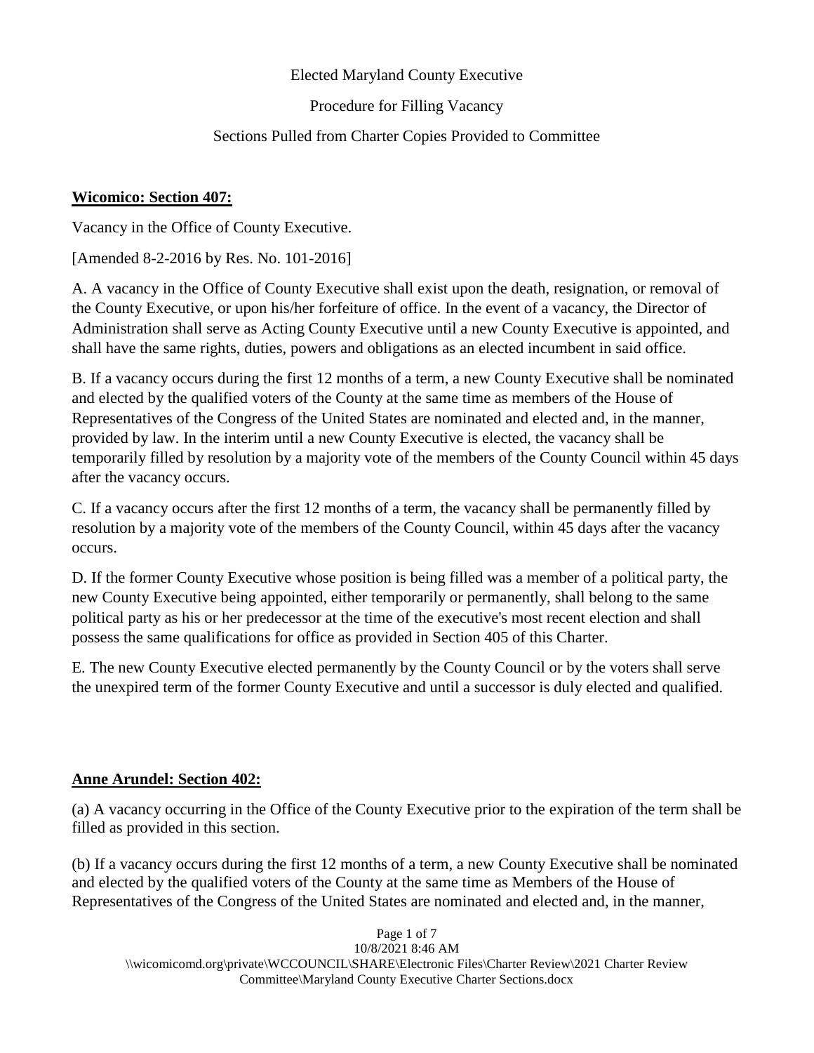Elected Maryland County Executive

Procedure for Filling Vacancy

Sections Pulled from Charter Copies Provided to Committee

**Wicomico: Section 407:**

Vacancy in the Office of County Executive.

[Amended 8-2-2016 by Res. No. 101-2016]

A. A vacancy in the Office of County Executive shall exist upon the death, resignation, or removal of the County Executive, or upon his/her forfeiture of office. In the event of a vacancy, the Director of Administration shall serve as Acting County Executive until a new County Executive is appointed, and shall have the same rights, duties, powers and obligations as an elected incumbent in said office.

B. If a vacancy occurs during the first 12 months of a term, a new County Executive shall be nominated and elected by the qualified voters of the County at the same time as members of the House of Representatives of the Congress of the United States are nominated and elected and, in the manner, provided by law. In the interim until a new County Executive is elected, the vacancy shall be temporarily filled by resolution by a majority vote of the members of the County Council within 45 days after the vacancy occurs.

C. If a vacancy occurs after the first 12 months of a term, the vacancy shall be permanently filled by resolution by a majority vote of the members of the County Council, within 45 days after the vacancy occurs.

D. If the former County Executive whose position is being filled was a member of a political party, the new County Executive being appointed, either temporarily or permanently, shall belong to the same political party as his or her predecessor at the time of the executive's most recent election and shall possess the same qualifications for office as provided in Section 405 of this Charter.

E. The new County Executive elected permanently by the County Council or by the voters shall serve the unexpired term of the former County Executive and until a successor is duly elected and qualified.

**Anne Arundel: Section 402:**

(a) A vacancy occurring in the Office of the County Executive prior to the expiration of the term shall be filled as provided in this section.

(b) If a vacancy occurs during the first 12 months of a term, a new County Executive shall be nominated and elected by the qualified voters of the County at the same time as Members of the House of Representatives of the Congress of the United States are nominated and elected and, in the manner,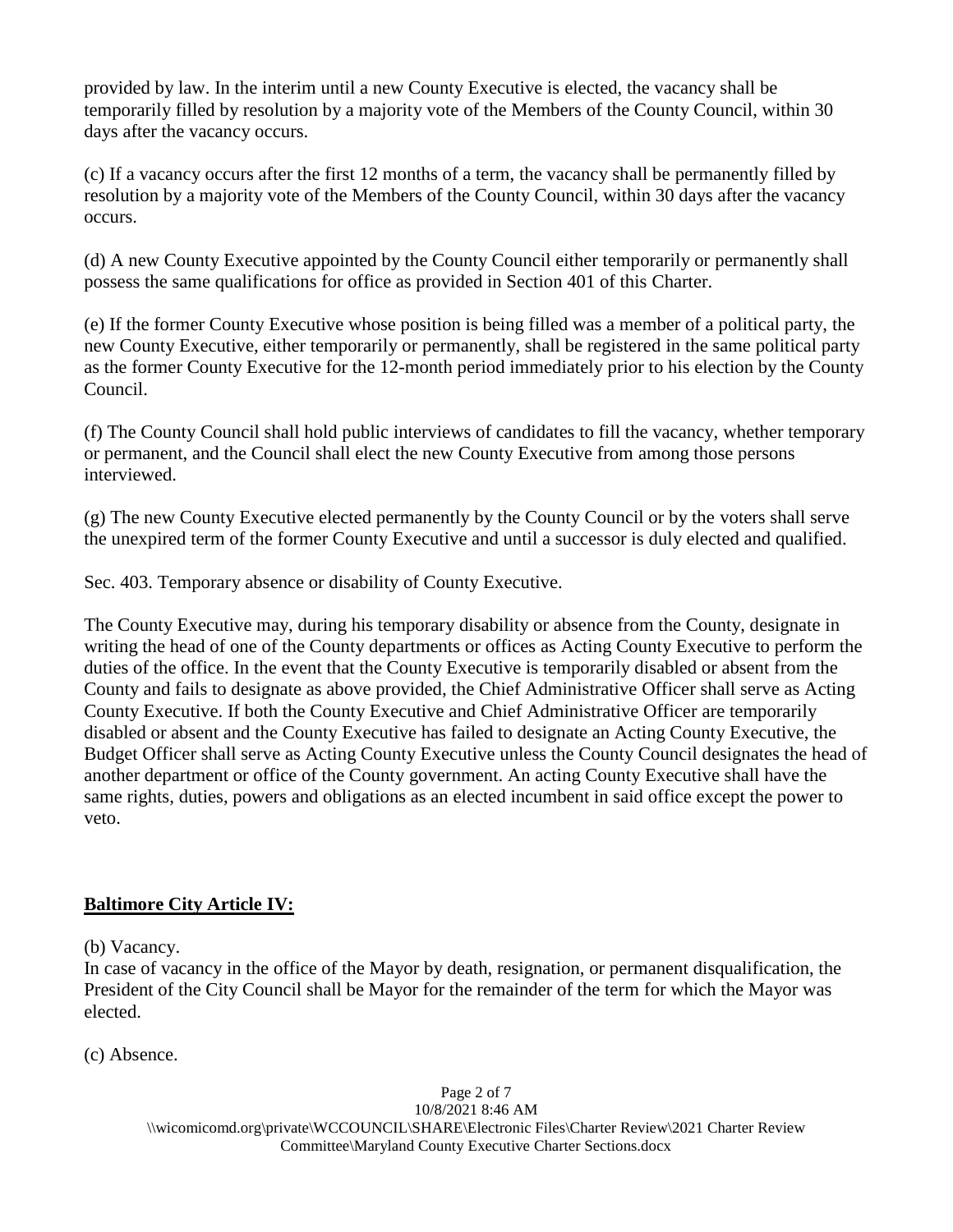provided by law. In the interim until a new County Executive is elected, the vacancy shall be temporarily filled by resolution by a majority vote of the Members of the County Council, within 30 days after the vacancy occurs.

(c) If a vacancy occurs after the first 12 months of a term, the vacancy shall be permanently filled by resolution by a majority vote of the Members of the County Council, within 30 days after the vacancy occurs.

(d) A new County Executive appointed by the County Council either temporarily or permanently shall possess the same qualifications for office as provided in Section 401 of this Charter.

(e) If the former County Executive whose position is being filled was a member of a political party, the new County Executive, either temporarily or permanently, shall be registered in the same political party as the former County Executive for the 12-month period immediately prior to his election by the County Council.

(f) The County Council shall hold public interviews of candidates to fill the vacancy, whether temporary or permanent, and the Council shall elect the new County Executive from among those persons interviewed.

(g) The new County Executive elected permanently by the County Council or by the voters shall serve the unexpired term of the former County Executive and until a successor is duly elected and qualified.

Sec. 403. Temporary absence or disability of County Executive.

The County Executive may, during his temporary disability or absence from the County, designate in writing the head of one of the County departments or offices as Acting County Executive to perform the duties of the office. In the event that the County Executive is temporarily disabled or absent from the County and fails to designate as above provided, the Chief Administrative Officer shall serve as Acting County Executive. If both the County Executive and Chief Administrative Officer are temporarily disabled or absent and the County Executive has failed to designate an Acting County Executive, the Budget Officer shall serve as Acting County Executive unless the County Council designates the head of another department or office of the County government. An acting County Executive shall have the same rights, duties, powers and obligations as an elected incumbent in said office except the power to veto.

**Baltimore City Article IV:**

(b) Vacancy.
In case of vacancy in the office of the Mayor by death, resignation, or permanent disqualification, the President of the City Council shall be Mayor for the remainder of the term for which the Mayor was elected.

(c) Absence.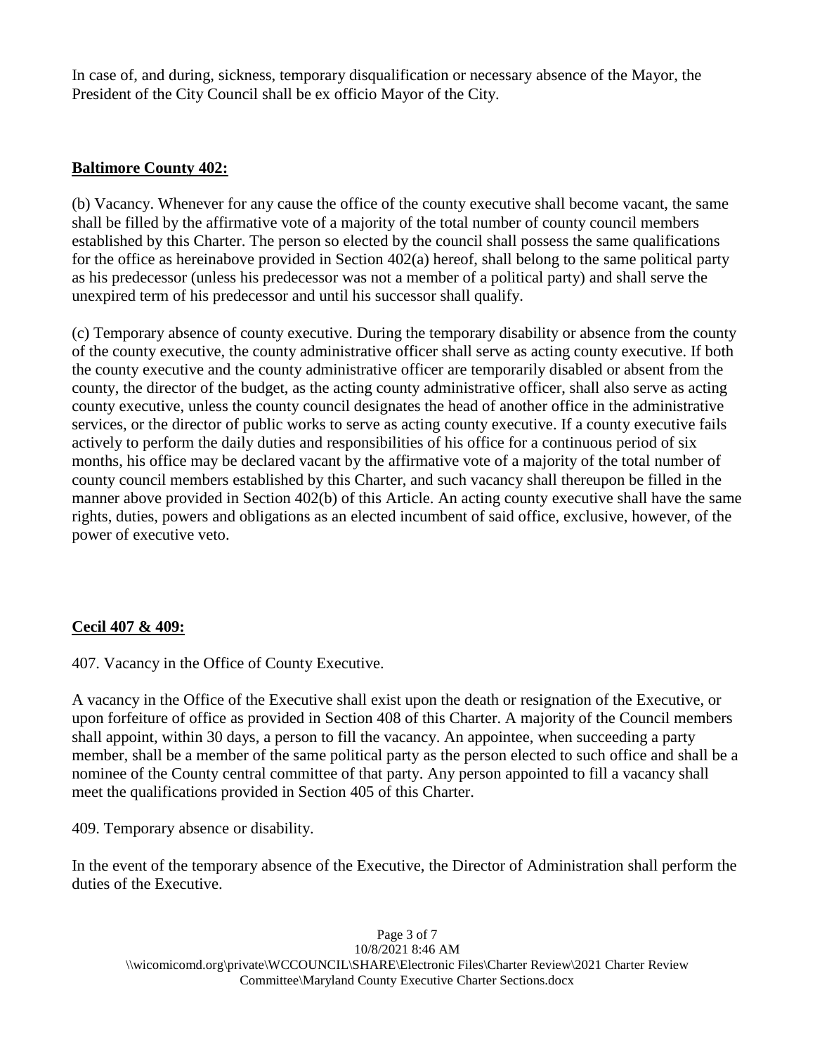In case of, and during, sickness, temporary disqualification or necessary absence of the Mayor, the President of the City Council shall be ex officio Mayor of the City.

**<u>Baltimore County 402:</u>**

(b) Vacancy. Whenever for any cause the office of the county executive shall become vacant, the same shall be filled by the affirmative vote of a majority of the total number of county council members established by this Charter. The person so elected by the council shall possess the same qualifications for the office as hereinabove provided in Section 402(a) hereof, shall belong to the same political party as his predecessor (unless his predecessor was not a member of a political party) and shall serve the unexpired term of his predecessor and until his successor shall qualify.

(c) Temporary absence of county executive. During the temporary disability or absence from the county of the county executive, the county administrative officer shall serve as acting county executive. If both the county executive and the county administrative officer are temporarily disabled or absent from the county, the director of the budget, as the acting county administrative officer, shall also serve as acting county executive, unless the county council designates the head of another office in the administrative services, or the director of public works to serve as acting county executive. If a county executive fails actively to perform the daily duties and responsibilities of his office for a continuous period of six months, his office may be declared vacant by the affirmative vote of a majority of the total number of county council members established by this Charter, and such vacancy shall thereupon be filled in the manner above provided in Section 402(b) of this Article. An acting county executive shall have the same rights, duties, powers and obligations as an elected incumbent of said office, exclusive, however, of the power of executive veto.

**<u>Cecil 407 & 409:</u>**

407. Vacancy in the Office of County Executive.

A vacancy in the Office of the Executive shall exist upon the death or resignation of the Executive, or upon forfeiture of office as provided in Section 408 of this Charter. A majority of the Council members shall appoint, within 30 days, a person to fill the vacancy. An appointee, when succeeding a party member, shall be a member of the same political party as the person elected to such office and shall be a nominee of the County central committee of that party. Any person appointed to fill a vacancy shall meet the qualifications provided in Section 405 of this Charter.

409. Temporary absence or disability.

In the event of the temporary absence of the Executive, the Director of Administration shall perform the duties of the Executive.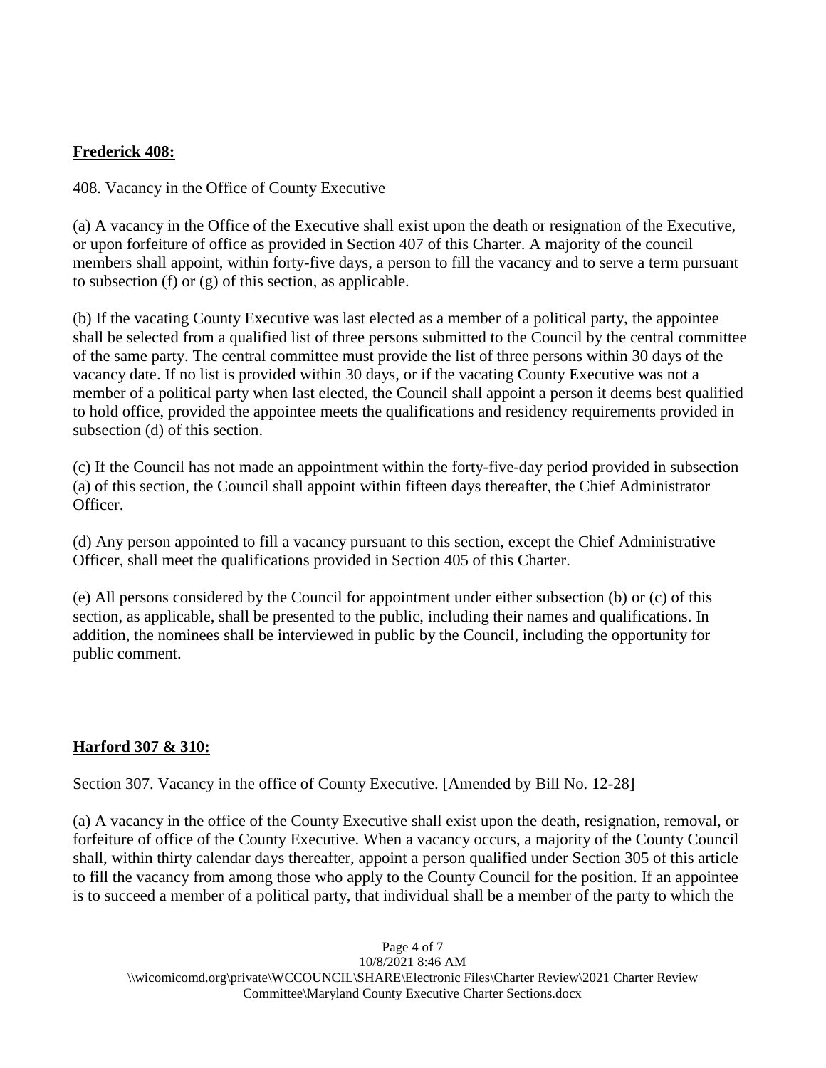**Frederick 408:**

408. Vacancy in the Office of County Executive

(a) A vacancy in the Office of the Executive shall exist upon the death or resignation of the Executive, or upon forfeiture of office as provided in Section 407 of this Charter. A majority of the council members shall appoint, within forty-five days, a person to fill the vacancy and to serve a term pursuant to subsection (f) or (g) of this section, as applicable.

(b) If the vacating County Executive was last elected as a member of a political party, the appointee shall be selected from a qualified list of three persons submitted to the Council by the central committee of the same party. The central committee must provide the list of three persons within 30 days of the vacancy date. If no list is provided within 30 days, or if the vacating County Executive was not a member of a political party when last elected, the Council shall appoint a person it deems best qualified to hold office, provided the appointee meets the qualifications and residency requirements provided in subsection (d) of this section.

(c) If the Council has not made an appointment within the forty-five-day period provided in subsection (a) of this section, the Council shall appoint within fifteen days thereafter, the Chief Administrator Officer.

(d) Any person appointed to fill a vacancy pursuant to this section, except the Chief Administrative Officer, shall meet the qualifications provided in Section 405 of this Charter.

(e) All persons considered by the Council for appointment under either subsection (b) or (c) of this section, as applicable, shall be presented to the public, including their names and qualifications. In addition, the nominees shall be interviewed in public by the Council, including the opportunity for public comment.

**Harford 307 & 310:**

Section 307. Vacancy in the office of County Executive. [Amended by Bill No. 12-28]

(a) A vacancy in the office of the County Executive shall exist upon the death, resignation, removal, or forfeiture of office of the County Executive. When a vacancy occurs, a majority of the County Council shall, within thirty calendar days thereafter, appoint a person qualified under Section 305 of this article to fill the vacancy from among those who apply to the County Council for the position. If an appointee is to succeed a member of a political party, that individual shall be a member of the party to which the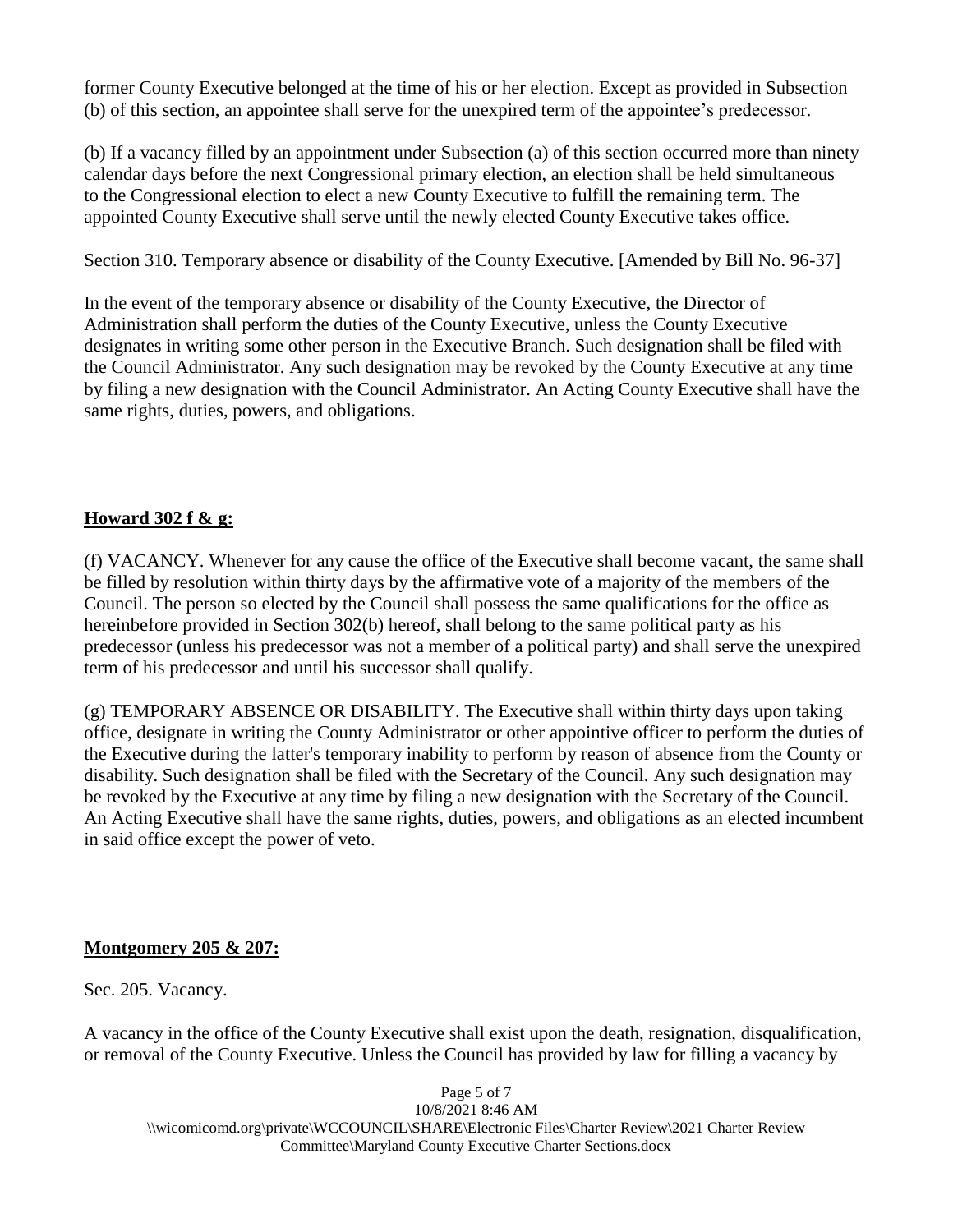former County Executive belonged at the time of his or her election. Except as provided in Subsection (b) of this section, an appointee shall serve for the unexpired term of the appointee's predecessor.

(b) If a vacancy filled by an appointment under Subsection (a) of this section occurred more than ninety calendar days before the next Congressional primary election, an election shall be held simultaneous to the Congressional election to elect a new County Executive to fulfill the remaining term. The appointed County Executive shall serve until the newly elected County Executive takes office.

Section 310. Temporary absence or disability of the County Executive. [Amended by Bill No. 96-37]

In the event of the temporary absence or disability of the County Executive, the Director of Administration shall perform the duties of the County Executive, unless the County Executive designates in writing some other person in the Executive Branch. Such designation shall be filed with the Council Administrator. Any such designation may be revoked by the County Executive at any time by filing a new designation with the Council Administrator. An Acting County Executive shall have the same rights, duties, powers, and obligations.

**<u>Howard 302 f & g:</u>**

(f) VACANCY. Whenever for any cause the office of the Executive shall become vacant, the same shall be filled by resolution within thirty days by the affirmative vote of a majority of the members of the Council. The person so elected by the Council shall possess the same qualifications for the office as hereinbefore provided in Section 302(b) hereof, shall belong to the same political party as his predecessor (unless his predecessor was not a member of a political party) and shall serve the unexpired term of his predecessor and until his successor shall qualify.

(g) TEMPORARY ABSENCE OR DISABILITY. The Executive shall within thirty days upon taking office, designate in writing the County Administrator or other appointive officer to perform the duties of the Executive during the latter's temporary inability to perform by reason of absence from the County or disability. Such designation shall be filed with the Secretary of the Council. Any such designation may be revoked by the Executive at any time by filing a new designation with the Secretary of the Council. An Acting Executive shall have the same rights, duties, powers, and obligations as an elected incumbent in said office except the power of veto.

**<u>Montgomery 205 & 207:</u>**

Sec. 205. Vacancy.

A vacancy in the office of the County Executive shall exist upon the death, resignation, disqualification, or removal of the County Executive. Unless the Council has provided by law for filling a vacancy by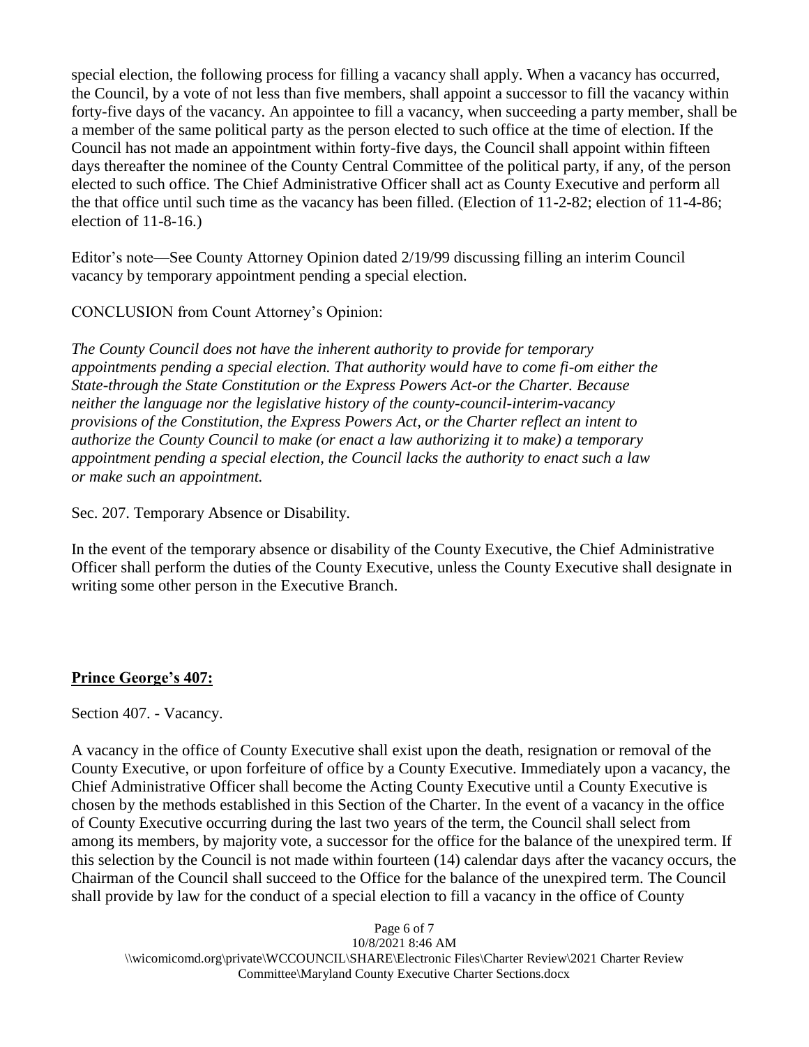special election, the following process for filling a vacancy shall apply. When a vacancy has occurred, the Council, by a vote of not less than five members, shall appoint a successor to fill the vacancy within forty-five days of the vacancy. An appointee to fill a vacancy, when succeeding a party member, shall be a member of the same political party as the person elected to such office at the time of election. If the Council has not made an appointment within forty-five days, the Council shall appoint within fifteen days thereafter the nominee of the County Central Committee of the political party, if any, of the person elected to such office. The Chief Administrative Officer shall act as County Executive and perform all the that office until such time as the vacancy has been filled. (Election of 11-2-82; election of 11-4-86; election of 11-8-16.)

Editor's note—See County Attorney Opinion dated 2/19/99 discussing filling an interim Council vacancy by temporary appointment pending a special election.

CONCLUSION from Count Attorney's Opinion:

*The County Council does not have the inherent authority to provide for temporary appointments pending a special election. That authority would have to come fi-om either the State-through the State Constitution or the Express Powers Act-or the Charter. Because neither the language nor the legislative history of the county-council-interim-vacancy provisions of the Constitution, the Express Powers Act, or the Charter reflect an intent to authorize the County Council to make (or enact a law authorizing it to make) a temporary appointment pending a special election, the Council lacks the authority to enact such a law or make such an appointment.*

Sec. 207. Temporary Absence or Disability.

In the event of the temporary absence or disability of the County Executive, the Chief Administrative Officer shall perform the duties of the County Executive, unless the County Executive shall designate in writing some other person in the Executive Branch.

**Prince George's 407:**

Section 407. - Vacancy.

A vacancy in the office of County Executive shall exist upon the death, resignation or removal of the County Executive, or upon forfeiture of office by a County Executive. Immediately upon a vacancy, the Chief Administrative Officer shall become the Acting County Executive until a County Executive is chosen by the methods established in this Section of the Charter. In the event of a vacancy in the office of County Executive occurring during the last two years of the term, the Council shall select from among its members, by majority vote, a successor for the office for the balance of the unexpired term. If this selection by the Council is not made within fourteen (14) calendar days after the vacancy occurs, the Chairman of the Council shall succeed to the Office for the balance of the unexpired term. The Council shall provide by law for the conduct of a special election to fill a vacancy in the office of County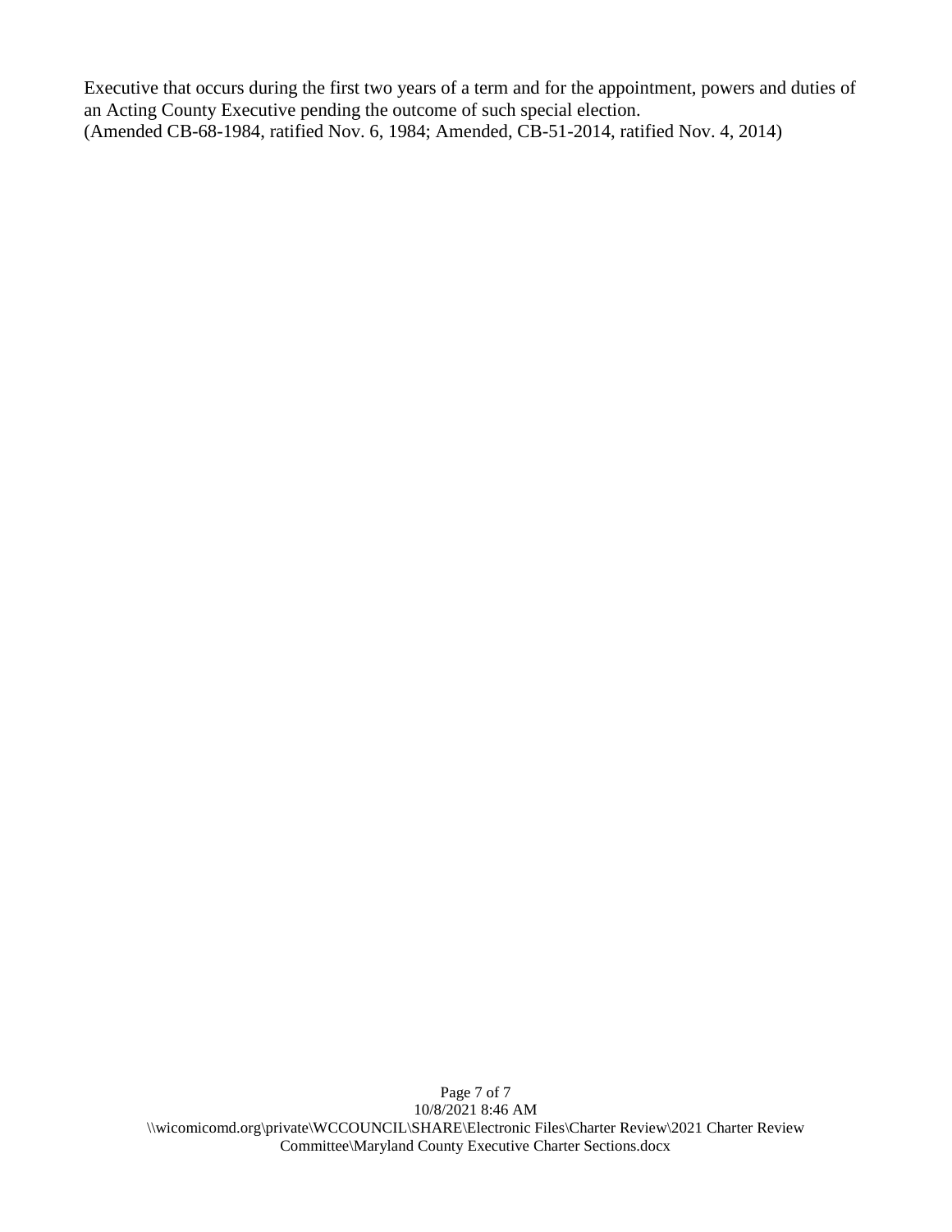Executive that occurs during the first two years of a term and for the appointment, powers and duties of an Acting County Executive pending the outcome of such special election.
(Amended CB-68-1984, ratified Nov. 6, 1984; Amended, CB-51-2014, ratified Nov. 4, 2014)